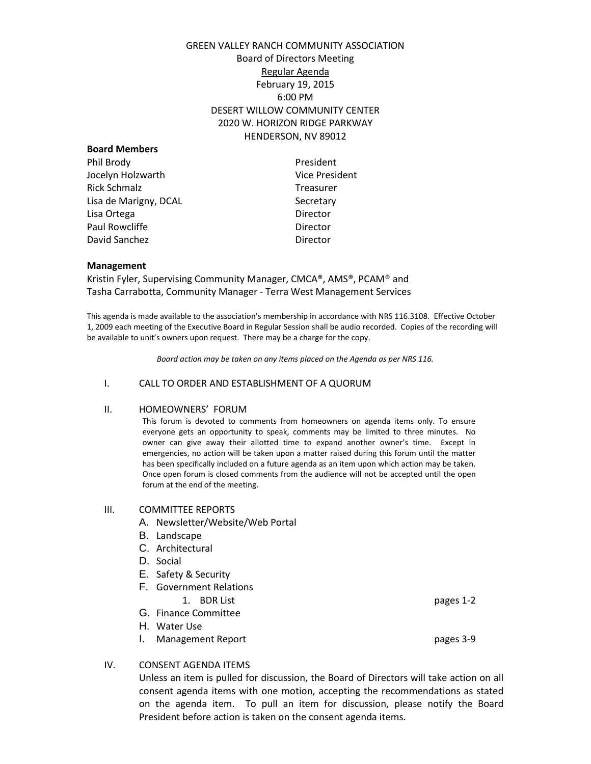GREEN VALLEY RANCH COMMUNITY ASSOCIATION
Board of Directors Meeting
Regular Agenda
February 19, 2015
6:00 PM
DESERT WILLOW COMMUNITY CENTER
2020 W. HORIZON RIDGE PARKWAY
HENDERSON, NV 89012

**Board Members**

| | |
|---|---|
| Phil Brody | President |
| Jocelyn Holzwarth | Vice President |
| Rick Schmalz | Treasurer |
| Lisa de Marigny, DCAL | Secretary |
| Lisa Ortega | Director |
| Paul Rowcliffe | Director |
| David Sanchez | Director |

**Management**

Kristin Fyler, Supervising Community Manager, CMCA®, AMS®, PCAM® and
Tasha Carrabotta, Community Manager - Terra West Management Services

This agenda is made available to the association's membership in accordance with NRS 116.3108. Effective October 1, 2009 each meeting of the Executive Board in Regular Session shall be audio recorded. Copies of the recording will be available to unit's owners upon request. There may be a charge for the copy.

*Board action may be taken on any items placed on the Agenda as per NRS 116.*

I. CALL TO ORDER AND ESTABLISHMENT OF A QUORUM

II. HOMEOWNERS' FORUM

This forum is devoted to comments from homeowners on agenda items only. To ensure everyone gets an opportunity to speak, comments may be limited to three minutes. No owner can give away their allotted time to expand another owner's time. Except in emergencies, no action will be taken upon a matter raised during this forum until the matter has been specifically included on a future agenda as an item upon which action may be taken. Once open forum is closed comments from the audience will not be accepted until the open forum at the end of the meeting.

III. COMMITTEE REPORTS

A. Newsletter/Website/Web Portal
B. Landscape
C. Architectural
D. Social
E. Safety & Security
F. Government Relations
   1. BDR List — pages 1-2
G. Finance Committee
H. Water Use
I. Management Report — pages 3-9

IV. CONSENT AGENDA ITEMS

Unless an item is pulled for discussion, the Board of Directors will take action on all consent agenda items with one motion, accepting the recommendations as stated on the agenda item. To pull an item for discussion, please notify the Board President before action is taken on the consent agenda items.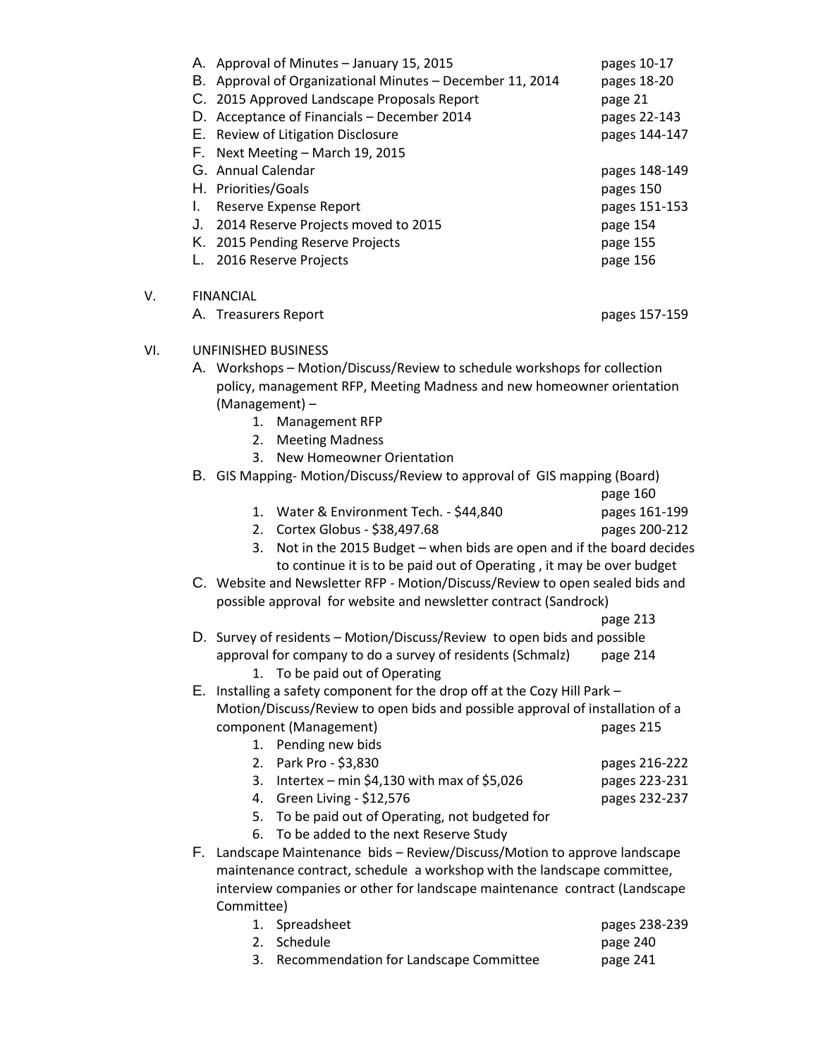A. Approval of Minutes – January 15, 2015 pages 10-17
B. Approval of Organizational Minutes – December 11, 2014 pages 18-20
C. 2015 Approved Landscape Proposals Report page 21
D. Acceptance of Financials – December 2014 pages 22-143
E. Review of Litigation Disclosure pages 144-147
F. Next Meeting – March 19, 2015
G. Annual Calendar pages 148-149
H. Priorities/Goals pages 150
I. Reserve Expense Report pages 151-153
J. 2014 Reserve Projects moved to 2015 page 154
K. 2015 Pending Reserve Projects page 155
L. 2016 Reserve Projects page 156

V. FINANCIAL

A. Treasurers Report pages 157-159

VI. UNFINISHED BUSINESS

A. Workshops – Motion/Discuss/Review to schedule workshops for collection policy, management RFP, Meeting Madness and new homeowner orientation (Management) –
   1. Management RFP
   2. Meeting Madness
   3. New Homeowner Orientation

B. GIS Mapping- Motion/Discuss/Review to approval of GIS mapping (Board) page 160
   1. Water & Environment Tech. - $44,840 pages 161-199
   2. Cortex Globus - $38,497.68 pages 200-212
   3. Not in the 2015 Budget – when bids are open and if the board decides to continue it is to be paid out of Operating , it may be over budget

C. Website and Newsletter RFP - Motion/Discuss/Review to open sealed bids and possible approval for website and newsletter contract (Sandrock) page 213

D. Survey of residents – Motion/Discuss/Review to open bids and possible approval for company to do a survey of residents (Schmalz) page 214
   1. To be paid out of Operating

E. Installing a safety component for the drop off at the Cozy Hill Park – Motion/Discuss/Review to open bids and possible approval of installation of a component (Management) pages 215
   1. Pending new bids
   2. Park Pro - $3,830 pages 216-222
   3. Intertex – min $4,130 with max of $5,026 pages 223-231
   4. Green Living - $12,576 pages 232-237
   5. To be paid out of Operating, not budgeted for
   6. To be added to the next Reserve Study

F. Landscape Maintenance bids – Review/Discuss/Motion to approve landscape maintenance contract, schedule a workshop with the landscape committee, interview companies or other for landscape maintenance contract (Landscape Committee)
   1. Spreadsheet pages 238-239
   2. Schedule page 240
   3. Recommendation for Landscape Committee page 241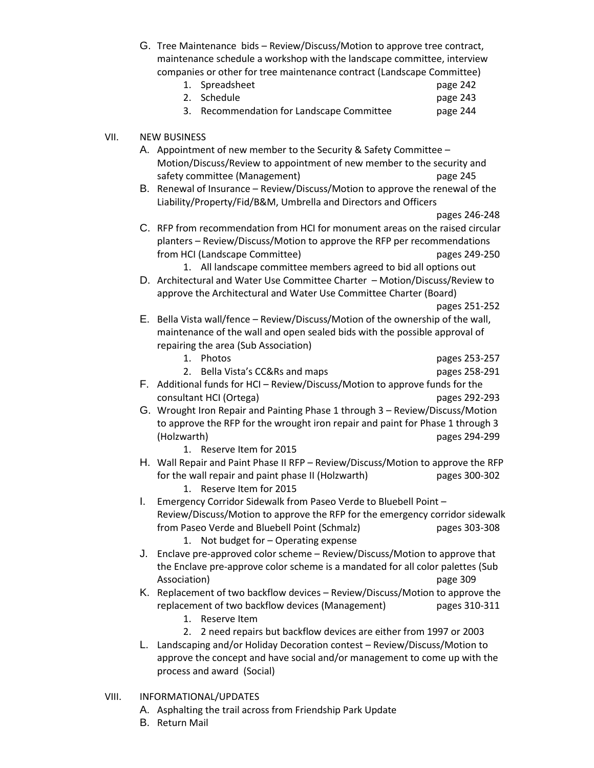G. Tree Maintenance bids – Review/Discuss/Motion to approve tree contract, maintenance schedule a workshop with the landscape committee, interview companies or other for tree maintenance contract (Landscape Committee)
   1. Spreadsheet page 242
   2. Schedule page 243
   3. Recommendation for Landscape Committee page 244

VII. NEW BUSINESS

A. Appointment of new member to the Security & Safety Committee – Motion/Discuss/Review to appointment of new member to the security and safety committee (Management) page 245

B. Renewal of Insurance – Review/Discuss/Motion to approve the renewal of the Liability/Property/Fid/B&M, Umbrella and Directors and Officers pages 246-248

C. RFP from recommendation from HCI for monument areas on the raised circular planters – Review/Discuss/Motion to approve the RFP per recommendations from HCI (Landscape Committee) pages 249-250
   1. All landscape committee members agreed to bid all options out

D. Architectural and Water Use Committee Charter – Motion/Discuss/Review to approve the Architectural and Water Use Committee Charter (Board) pages 251-252

E. Bella Vista wall/fence – Review/Discuss/Motion of the ownership of the wall, maintenance of the wall and open sealed bids with the possible approval of repairing the area (Sub Association)
   1. Photos pages 253-257
   2. Bella Vista's CC&Rs and maps pages 258-291

F. Additional funds for HCI – Review/Discuss/Motion to approve funds for the consultant HCI (Ortega) pages 292-293

G. Wrought Iron Repair and Painting Phase 1 through 3 – Review/Discuss/Motion to approve the RFP for the wrought iron repair and paint for Phase 1 through 3 (Holzwarth) pages 294-299
   1. Reserve Item for 2015

H. Wall Repair and Paint Phase II RFP – Review/Discuss/Motion to approve the RFP for the wall repair and paint phase II (Holzwarth) pages 300-302
   1. Reserve Item for 2015

I. Emergency Corridor Sidewalk from Paseo Verde to Bluebell Point – Review/Discuss/Motion to approve the RFP for the emergency corridor sidewalk from Paseo Verde and Bluebell Point (Schmalz) pages 303-308
   1. Not budget for – Operating expense

J. Enclave pre-approved color scheme – Review/Discuss/Motion to approve that the Enclave pre-approve color scheme is a mandated for all color palettes (Sub Association) page 309

K. Replacement of two backflow devices – Review/Discuss/Motion to approve the replacement of two backflow devices (Management) pages 310-311
   1. Reserve Item
   2. 2 need repairs but backflow devices are either from 1997 or 2003

L. Landscaping and/or Holiday Decoration contest – Review/Discuss/Motion to approve the concept and have social and/or management to come up with the process and award (Social)

VIII. INFORMATIONAL/UPDATES

A. Asphalting the trail across from Friendship Park Update

B. Return Mail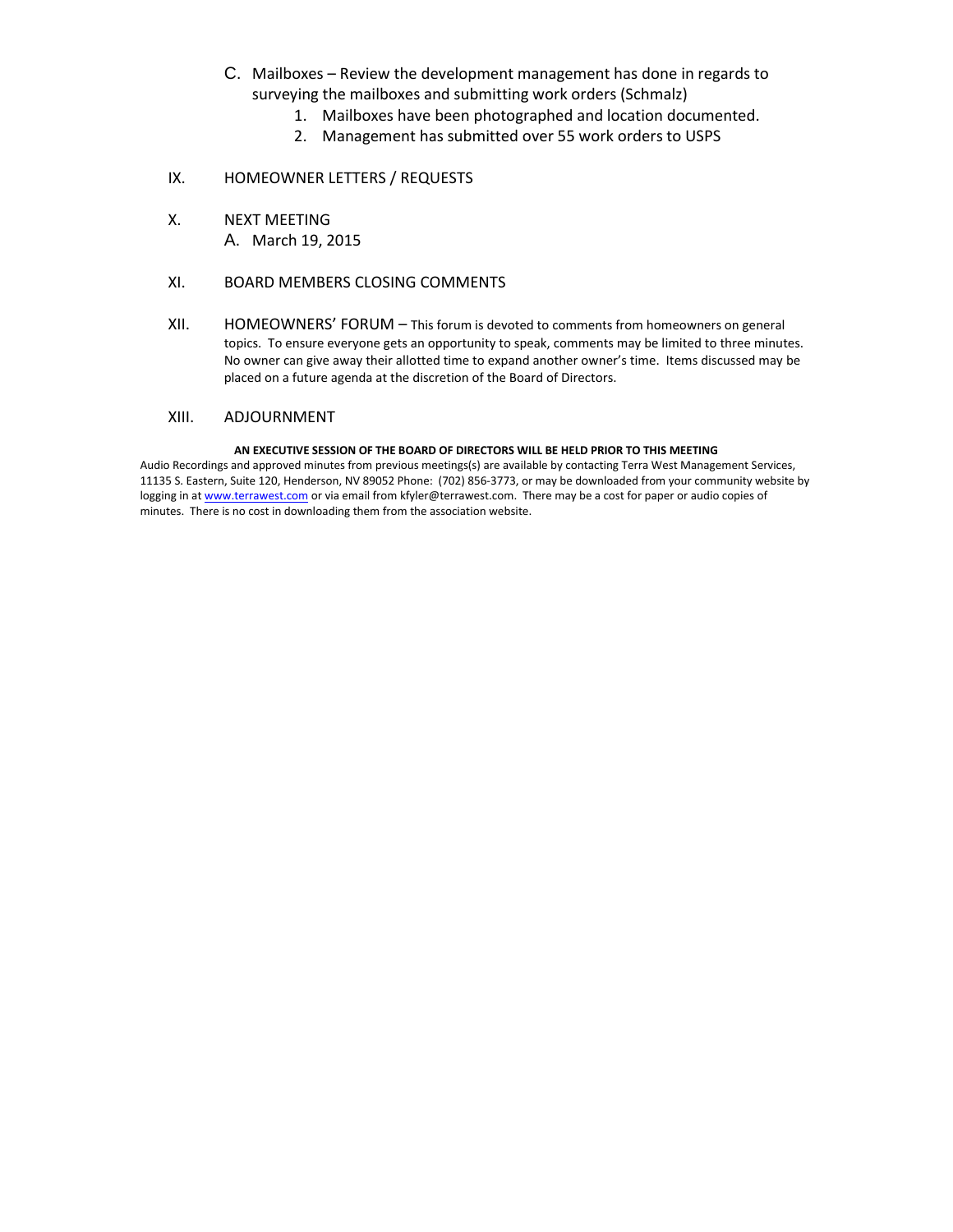C. Mailboxes – Review the development management has done in regards to surveying the mailboxes and submitting work orders (Schmalz)
   1. Mailboxes have been photographed and location documented.
   2. Management has submitted over 55 work orders to USPS

IX. HOMEOWNER LETTERS / REQUESTS

X. NEXT MEETING
   A. March 19, 2015

XI. BOARD MEMBERS CLOSING COMMENTS

XII. HOMEOWNERS' FORUM – This forum is devoted to comments from homeowners on general topics. To ensure everyone gets an opportunity to speak, comments may be limited to three minutes. No owner can give away their allotted time to expand another owner's time. Items discussed may be placed on a future agenda at the discretion of the Board of Directors.

XIII. ADJOURNMENT

**AN EXECUTIVE SESSION OF THE BOARD OF DIRECTORS WILL BE HELD PRIOR TO THIS MEETING**

Audio Recordings and approved minutes from previous meetings(s) are available by contacting Terra West Management Services, 11135 S. Eastern, Suite 120, Henderson, NV 89052 Phone: (702) 856-3773, or may be downloaded from your community website by logging in at www.terrawest.com or via email from kfyler@terrawest.com. There may be a cost for paper or audio copies of minutes. There is no cost in downloading them from the association website.